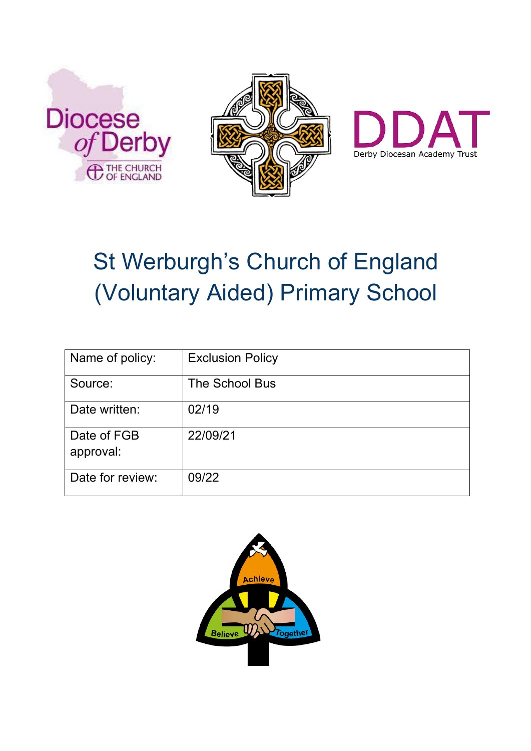# St Werburgh's Church of England (Voluntary Aided) Primary School

| Name of policy: | Exclusion Policy |
| --- | --- |
| Source: | The School Bus |
| Date written: | 02/19 |
| Date of FGB approval: | 22/09/21 |
| Date for review: | 09/22 |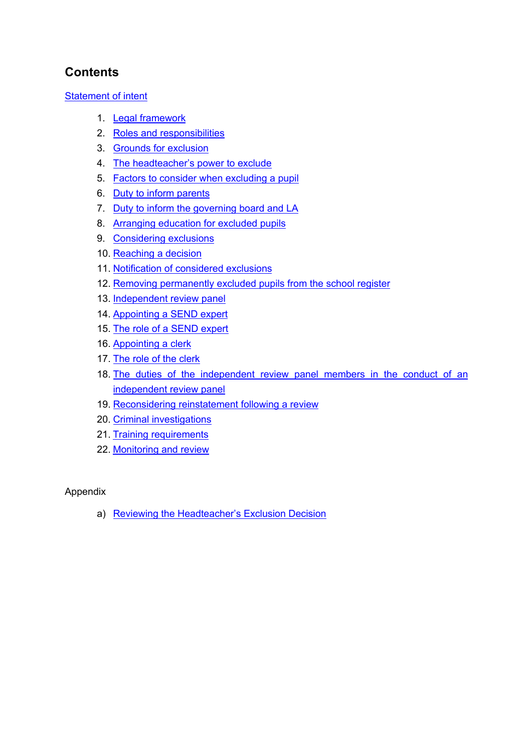## Contents

Statement of intent

1. Legal framework
2. Roles and responsibilities
3. Grounds for exclusion
4. The headteacher's power to exclude
5. Factors to consider when excluding a pupil
6. Duty to inform parents
7. Duty to inform the governing board and LA
8. Arranging education for excluded pupils
9. Considering exclusions
10. Reaching a decision
11. Notification of considered exclusions
12. Removing permanently excluded pupils from the school register
13. Independent review panel
14. Appointing a SEND expert
15. The role of a SEND expert
16. Appointing a clerk
17. The role of the clerk
18. The duties of the independent review panel members in the conduct of an independent review panel
19. Reconsidering reinstatement following a review
20. Criminal investigations
21. Training requirements
22. Monitoring and review

Appendix

a) Reviewing the Headteacher's Exclusion Decision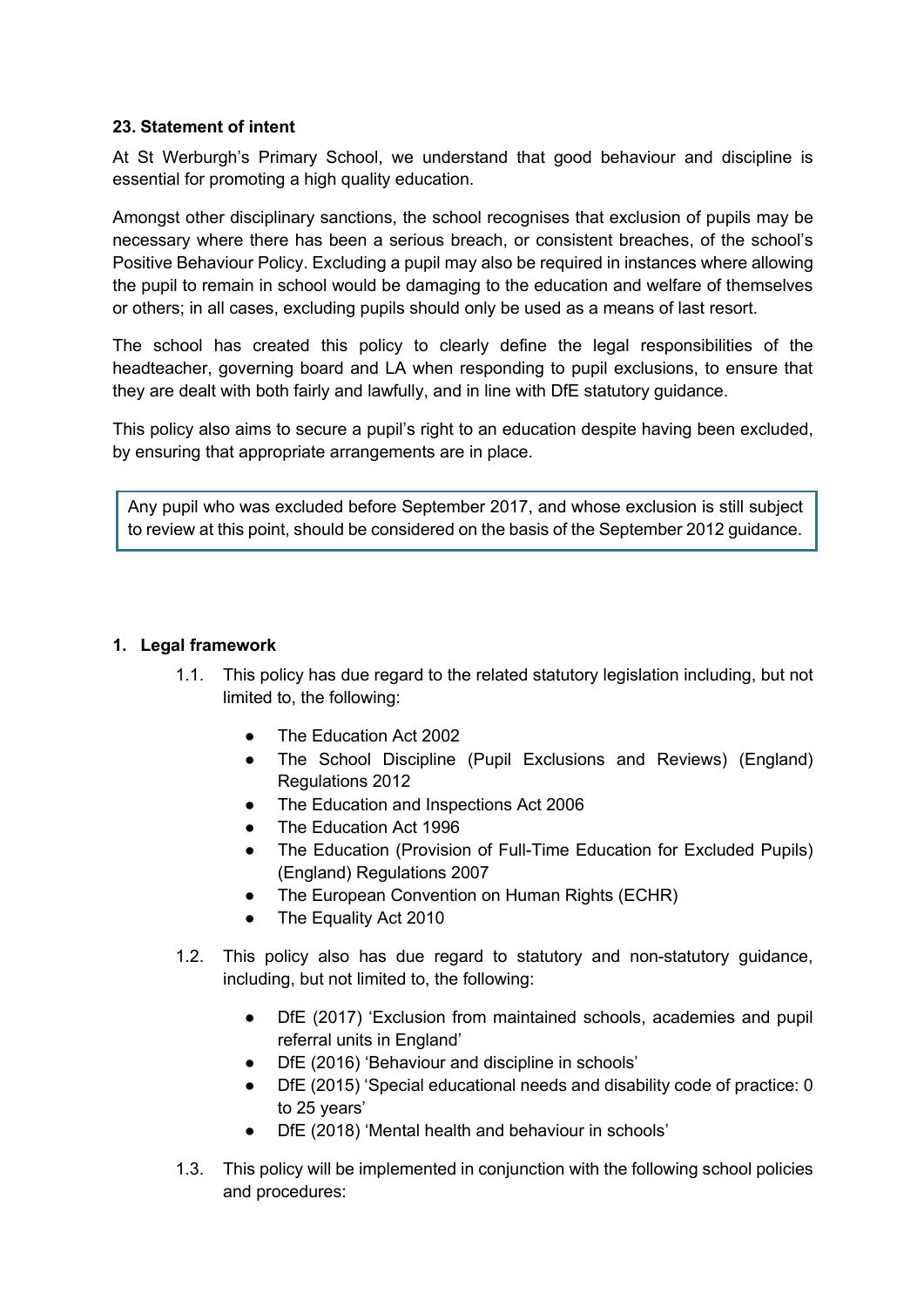**23. Statement of intent**

At St Werburgh's Primary School, we understand that good behaviour and discipline is essential for promoting a high quality education.

Amongst other disciplinary sanctions, the school recognises that exclusion of pupils may be necessary where there has been a serious breach, or consistent breaches, of the school's Positive Behaviour Policy. Excluding a pupil may also be required in instances where allowing the pupil to remain in school would be damaging to the education and welfare of themselves or others; in all cases, excluding pupils should only be used as a means of last resort.

The school has created this policy to clearly define the legal responsibilities of the headteacher, governing board and LA when responding to pupil exclusions, to ensure that they are dealt with both fairly and lawfully, and in line with DfE statutory guidance.

This policy also aims to secure a pupil's right to an education despite having been excluded, by ensuring that appropriate arrangements are in place.

> Any pupil who was excluded before September 2017, and whose exclusion is still subject to review at this point, should be considered on the basis of the September 2012 guidance.

**1. Legal framework**

1.1. This policy has due regard to the related statutory legislation including, but not limited to, the following:

- The Education Act 2002
- The School Discipline (Pupil Exclusions and Reviews) (England) Regulations 2012
- The Education and Inspections Act 2006
- The Education Act 1996
- The Education (Provision of Full-Time Education for Excluded Pupils) (England) Regulations 2007
- The European Convention on Human Rights (ECHR)
- The Equality Act 2010

1.2. This policy also has due regard to statutory and non-statutory guidance, including, but not limited to, the following:

- DfE (2017) 'Exclusion from maintained schools, academies and pupil referral units in England'
- DfE (2016) 'Behaviour and discipline in schools'
- DfE (2015) 'Special educational needs and disability code of practice: 0 to 25 years'
- DfE (2018) 'Mental health and behaviour in schools'

1.3. This policy will be implemented in conjunction with the following school policies and procedures: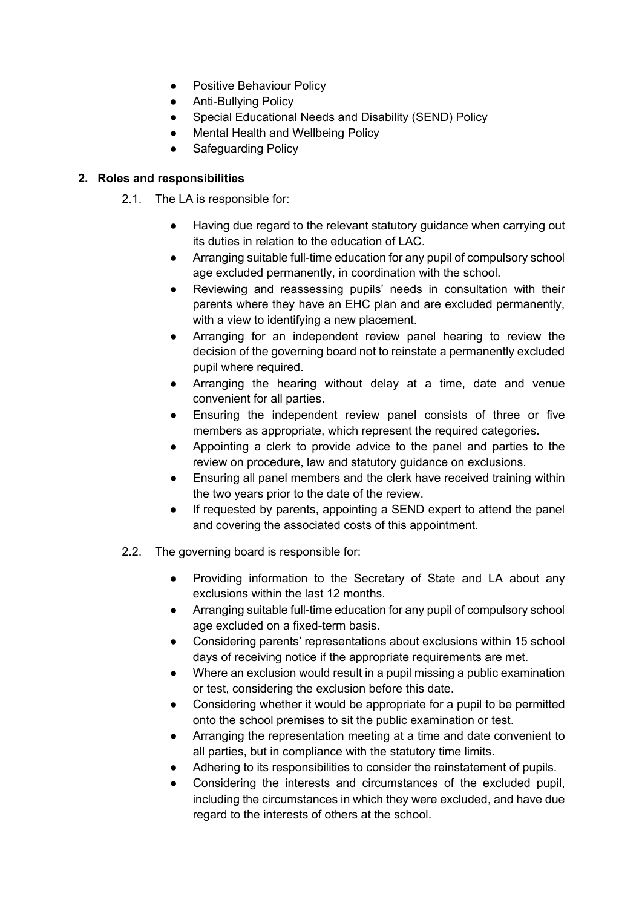- Positive Behaviour Policy
- Anti-Bullying Policy
- Special Educational Needs and Disability (SEND) Policy
- Mental Health and Wellbeing Policy
- Safeguarding Policy

## 2. Roles and responsibilities

2.1. The LA is responsible for:

- Having due regard to the relevant statutory guidance when carrying out its duties in relation to the education of LAC.
- Arranging suitable full-time education for any pupil of compulsory school age excluded permanently, in coordination with the school.
- Reviewing and reassessing pupils' needs in consultation with their parents where they have an EHC plan and are excluded permanently, with a view to identifying a new placement.
- Arranging for an independent review panel hearing to review the decision of the governing board not to reinstate a permanently excluded pupil where required.
- Arranging the hearing without delay at a time, date and venue convenient for all parties.
- Ensuring the independent review panel consists of three or five members as appropriate, which represent the required categories.
- Appointing a clerk to provide advice to the panel and parties to the review on procedure, law and statutory guidance on exclusions.
- Ensuring all panel members and the clerk have received training within the two years prior to the date of the review.
- If requested by parents, appointing a SEND expert to attend the panel and covering the associated costs of this appointment.

2.2. The governing board is responsible for:

- Providing information to the Secretary of State and LA about any exclusions within the last 12 months.
- Arranging suitable full-time education for any pupil of compulsory school age excluded on a fixed-term basis.
- Considering parents' representations about exclusions within 15 school days of receiving notice if the appropriate requirements are met.
- Where an exclusion would result in a pupil missing a public examination or test, considering the exclusion before this date.
- Considering whether it would be appropriate for a pupil to be permitted onto the school premises to sit the public examination or test.
- Arranging the representation meeting at a time and date convenient to all parties, but in compliance with the statutory time limits.
- Adhering to its responsibilities to consider the reinstatement of pupils.
- Considering the interests and circumstances of the excluded pupil, including the circumstances in which they were excluded, and have due regard to the interests of others at the school.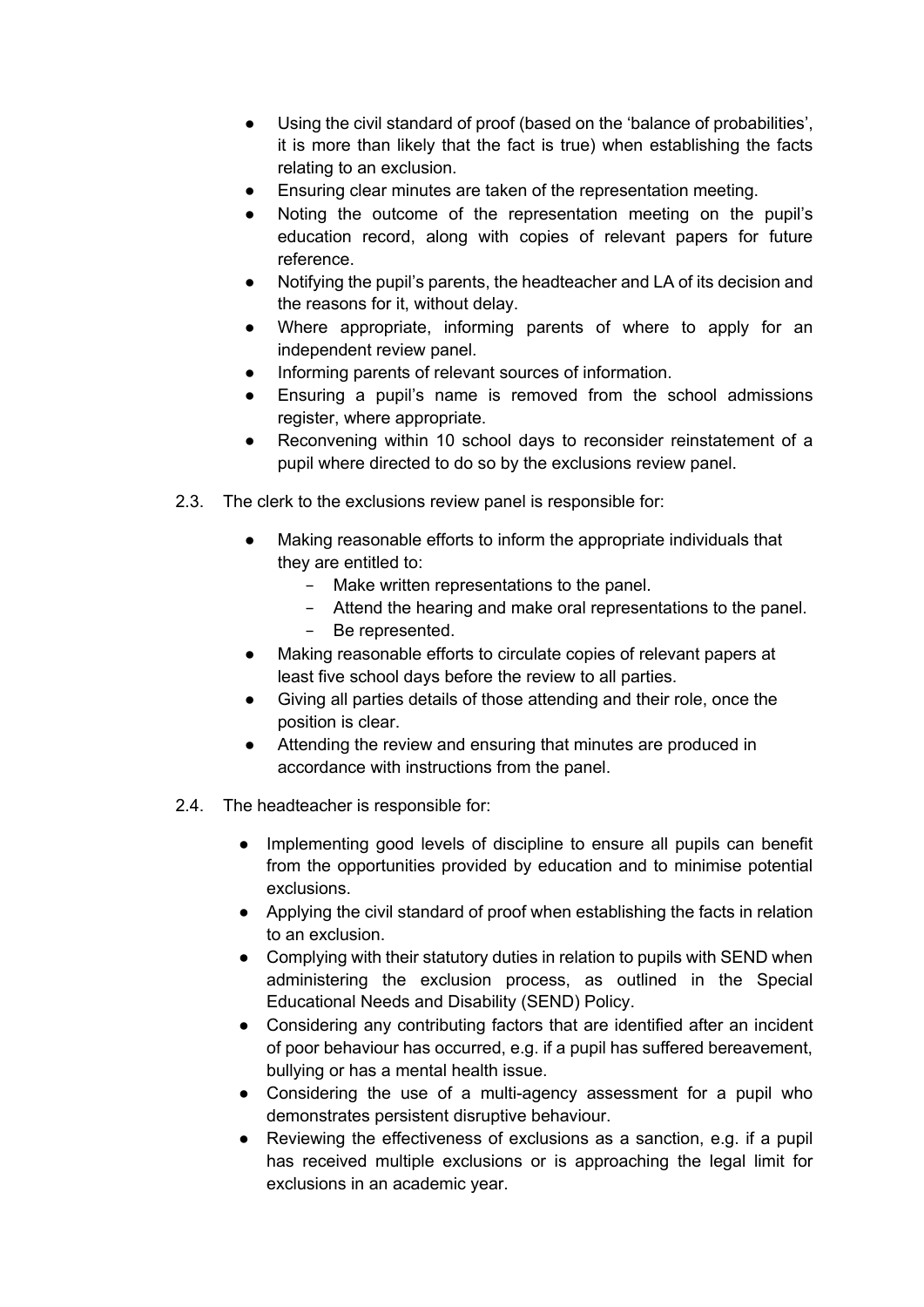- Using the civil standard of proof (based on the 'balance of probabilities', it is more than likely that the fact is true) when establishing the facts relating to an exclusion.
- Ensuring clear minutes are taken of the representation meeting.
- Noting the outcome of the representation meeting on the pupil's education record, along with copies of relevant papers for future reference.
- Notifying the pupil's parents, the headteacher and LA of its decision and the reasons for it, without delay.
- Where appropriate, informing parents of where to apply for an independent review panel.
- Informing parents of relevant sources of information.
- Ensuring a pupil's name is removed from the school admissions register, where appropriate.
- Reconvening within 10 school days to reconsider reinstatement of a pupil where directed to do so by the exclusions review panel.

2.3. The clerk to the exclusions review panel is responsible for:

- Making reasonable efforts to inform the appropriate individuals that they are entitled to:
  - Make written representations to the panel.
  - Attend the hearing and make oral representations to the panel.
  - Be represented.
- Making reasonable efforts to circulate copies of relevant papers at least five school days before the review to all parties.
- Giving all parties details of those attending and their role, once the position is clear.
- Attending the review and ensuring that minutes are produced in accordance with instructions from the panel.

2.4. The headteacher is responsible for:

- Implementing good levels of discipline to ensure all pupils can benefit from the opportunities provided by education and to minimise potential exclusions.
- Applying the civil standard of proof when establishing the facts in relation to an exclusion.
- Complying with their statutory duties in relation to pupils with SEND when administering the exclusion process, as outlined in the Special Educational Needs and Disability (SEND) Policy.
- Considering any contributing factors that are identified after an incident of poor behaviour has occurred, e.g. if a pupil has suffered bereavement, bullying or has a mental health issue.
- Considering the use of a multi-agency assessment for a pupil who demonstrates persistent disruptive behaviour.
- Reviewing the effectiveness of exclusions as a sanction, e.g. if a pupil has received multiple exclusions or is approaching the legal limit for exclusions in an academic year.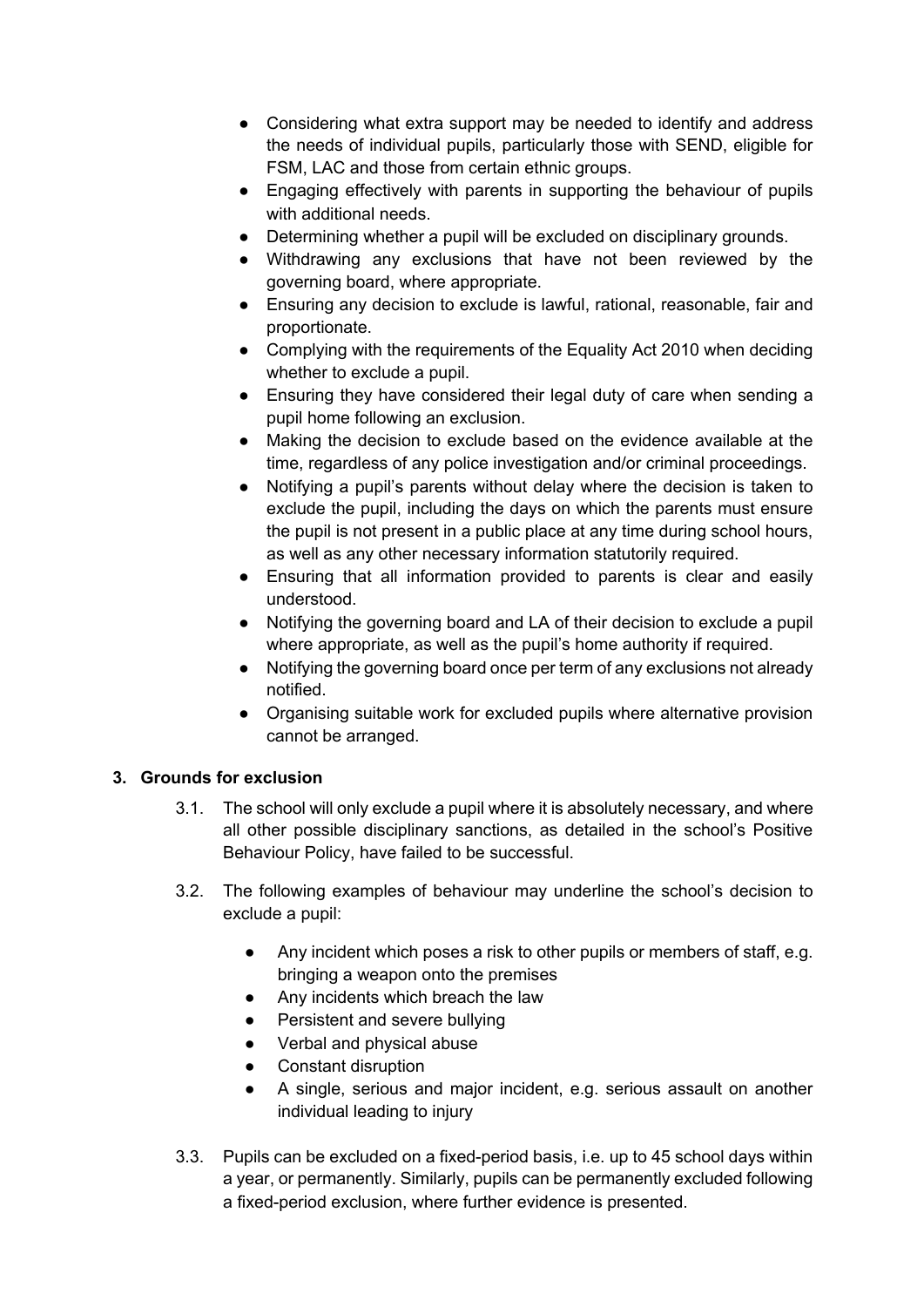- Considering what extra support may be needed to identify and address the needs of individual pupils, particularly those with SEND, eligible for FSM, LAC and those from certain ethnic groups.
- Engaging effectively with parents in supporting the behaviour of pupils with additional needs.
- Determining whether a pupil will be excluded on disciplinary grounds.
- Withdrawing any exclusions that have not been reviewed by the governing board, where appropriate.
- Ensuring any decision to exclude is lawful, rational, reasonable, fair and proportionate.
- Complying with the requirements of the Equality Act 2010 when deciding whether to exclude a pupil.
- Ensuring they have considered their legal duty of care when sending a pupil home following an exclusion.
- Making the decision to exclude based on the evidence available at the time, regardless of any police investigation and/or criminal proceedings.
- Notifying a pupil's parents without delay where the decision is taken to exclude the pupil, including the days on which the parents must ensure the pupil is not present in a public place at any time during school hours, as well as any other necessary information statutorily required.
- Ensuring that all information provided to parents is clear and easily understood.
- Notifying the governing board and LA of their decision to exclude a pupil where appropriate, as well as the pupil's home authority if required.
- Notifying the governing board once per term of any exclusions not already notified.
- Organising suitable work for excluded pupils where alternative provision cannot be arranged.

**3. Grounds for exclusion**

3.1. The school will only exclude a pupil where it is absolutely necessary, and where all other possible disciplinary sanctions, as detailed in the school's Positive Behaviour Policy, have failed to be successful.

3.2. The following examples of behaviour may underline the school's decision to exclude a pupil:

- Any incident which poses a risk to other pupils or members of staff, e.g. bringing a weapon onto the premises
- Any incidents which breach the law
- Persistent and severe bullying
- Verbal and physical abuse
- Constant disruption
- A single, serious and major incident, e.g. serious assault on another individual leading to injury

3.3. Pupils can be excluded on a fixed-period basis, i.e. up to 45 school days within a year, or permanently. Similarly, pupils can be permanently excluded following a fixed-period exclusion, where further evidence is presented.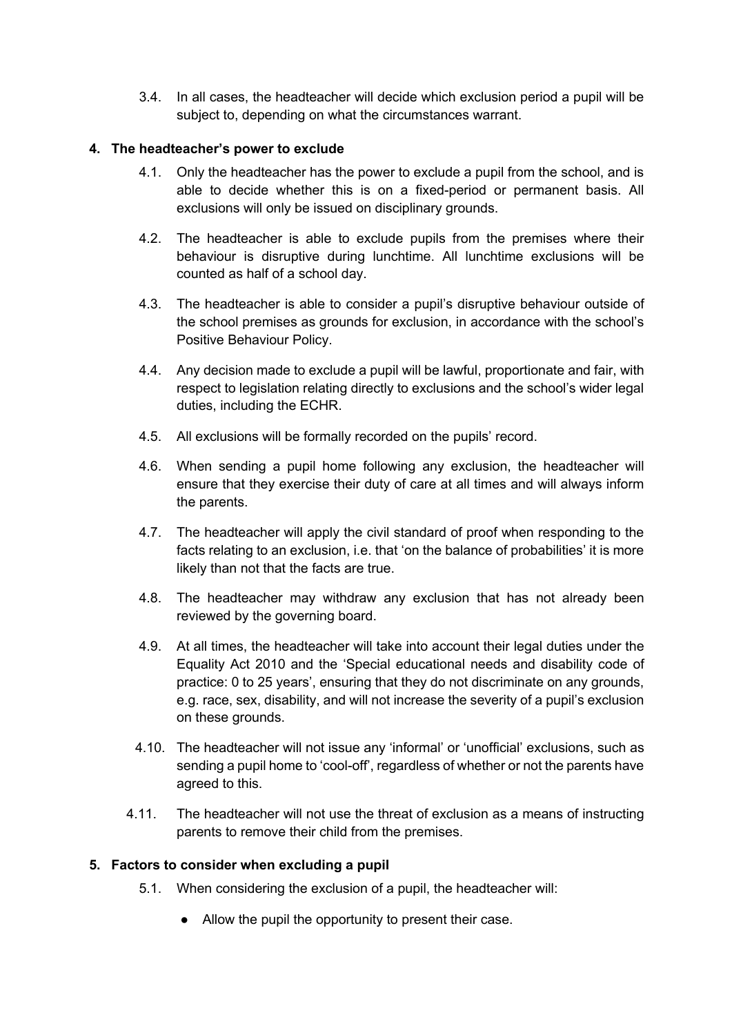3.4. In all cases, the headteacher will decide which exclusion period a pupil will be subject to, depending on what the circumstances warrant.

## 4. The headteacher's power to exclude

4.1. Only the headteacher has the power to exclude a pupil from the school, and is able to decide whether this is on a fixed-period or permanent basis. All exclusions will only be issued on disciplinary grounds.

4.2. The headteacher is able to exclude pupils from the premises where their behaviour is disruptive during lunchtime. All lunchtime exclusions will be counted as half of a school day.

4.3. The headteacher is able to consider a pupil's disruptive behaviour outside of the school premises as grounds for exclusion, in accordance with the school's Positive Behaviour Policy.

4.4. Any decision made to exclude a pupil will be lawful, proportionate and fair, with respect to legislation relating directly to exclusions and the school's wider legal duties, including the ECHR.

4.5. All exclusions will be formally recorded on the pupils' record.

4.6. When sending a pupil home following any exclusion, the headteacher will ensure that they exercise their duty of care at all times and will always inform the parents.

4.7. The headteacher will apply the civil standard of proof when responding to the facts relating to an exclusion, i.e. that 'on the balance of probabilities' it is more likely than not that the facts are true.

4.8. The headteacher may withdraw any exclusion that has not already been reviewed by the governing board.

4.9. At all times, the headteacher will take into account their legal duties under the Equality Act 2010 and the 'Special educational needs and disability code of practice: 0 to 25 years', ensuring that they do not discriminate on any grounds, e.g. race, sex, disability, and will not increase the severity of a pupil's exclusion on these grounds.

4.10. The headteacher will not issue any 'informal' or 'unofficial' exclusions, such as sending a pupil home to 'cool-off', regardless of whether or not the parents have agreed to this.

4.11. The headteacher will not use the threat of exclusion as a means of instructing parents to remove their child from the premises.

## 5. Factors to consider when excluding a pupil

5.1. When considering the exclusion of a pupil, the headteacher will:

- Allow the pupil the opportunity to present their case.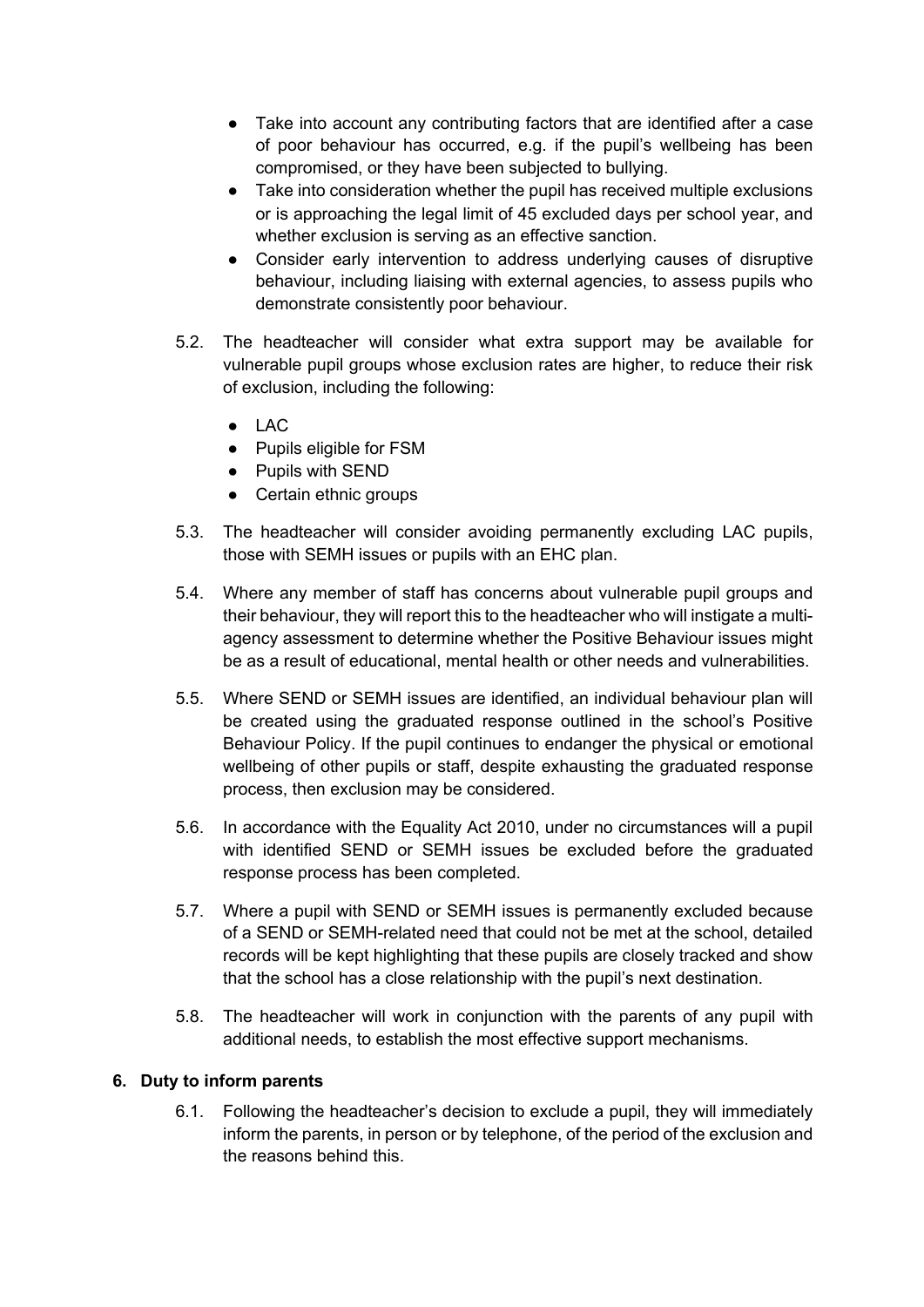- Take into account any contributing factors that are identified after a case of poor behaviour has occurred, e.g. if the pupil's wellbeing has been compromised, or they have been subjected to bullying.
- Take into consideration whether the pupil has received multiple exclusions or is approaching the legal limit of 45 excluded days per school year, and whether exclusion is serving as an effective sanction.
- Consider early intervention to address underlying causes of disruptive behaviour, including liaising with external agencies, to assess pupils who demonstrate consistently poor behaviour.

5.2. The headteacher will consider what extra support may be available for vulnerable pupil groups whose exclusion rates are higher, to reduce their risk of exclusion, including the following:

- LAC
- Pupils eligible for FSM
- Pupils with SEND
- Certain ethnic groups

5.3. The headteacher will consider avoiding permanently excluding LAC pupils, those with SEMH issues or pupils with an EHC plan.

5.4. Where any member of staff has concerns about vulnerable pupil groups and their behaviour, they will report this to the headteacher who will instigate a multi-agency assessment to determine whether the Positive Behaviour issues might be as a result of educational, mental health or other needs and vulnerabilities.

5.5. Where SEND or SEMH issues are identified, an individual behaviour plan will be created using the graduated response outlined in the school's Positive Behaviour Policy. If the pupil continues to endanger the physical or emotional wellbeing of other pupils or staff, despite exhausting the graduated response process, then exclusion may be considered.

5.6. In accordance with the Equality Act 2010, under no circumstances will a pupil with identified SEND or SEMH issues be excluded before the graduated response process has been completed.

5.7. Where a pupil with SEND or SEMH issues is permanently excluded because of a SEND or SEMH-related need that could not be met at the school, detailed records will be kept highlighting that these pupils are closely tracked and show that the school has a close relationship with the pupil's next destination.

5.8. The headteacher will work in conjunction with the parents of any pupil with additional needs, to establish the most effective support mechanisms.

## 6. Duty to inform parents

6.1. Following the headteacher's decision to exclude a pupil, they will immediately inform the parents, in person or by telephone, of the period of the exclusion and the reasons behind this.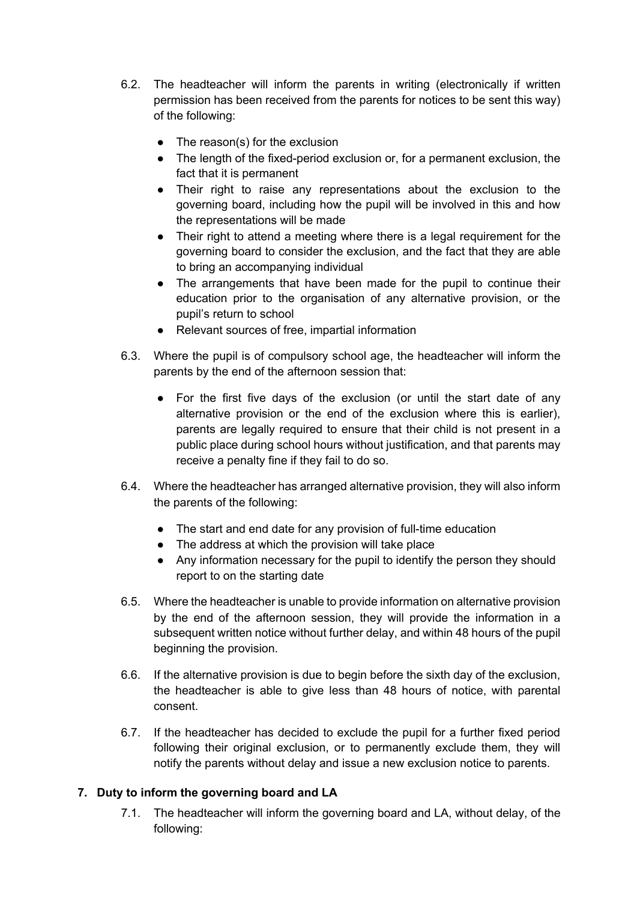6.2. The headteacher will inform the parents in writing (electronically if written permission has been received from the parents for notices to be sent this way) of the following:

- The reason(s) for the exclusion
- The length of the fixed-period exclusion or, for a permanent exclusion, the fact that it is permanent
- Their right to raise any representations about the exclusion to the governing board, including how the pupil will be involved in this and how the representations will be made
- Their right to attend a meeting where there is a legal requirement for the governing board to consider the exclusion, and the fact that they are able to bring an accompanying individual
- The arrangements that have been made for the pupil to continue their education prior to the organisation of any alternative provision, or the pupil's return to school
- Relevant sources of free, impartial information

6.3. Where the pupil is of compulsory school age, the headteacher will inform the parents by the end of the afternoon session that:

- For the first five days of the exclusion (or until the start date of any alternative provision or the end of the exclusion where this is earlier), parents are legally required to ensure that their child is not present in a public place during school hours without justification, and that parents may receive a penalty fine if they fail to do so.

6.4. Where the headteacher has arranged alternative provision, they will also inform the parents of the following:

- The start and end date for any provision of full-time education
- The address at which the provision will take place
- Any information necessary for the pupil to identify the person they should report to on the starting date

6.5. Where the headteacher is unable to provide information on alternative provision by the end of the afternoon session, they will provide the information in a subsequent written notice without further delay, and within 48 hours of the pupil beginning the provision.

6.6. If the alternative provision is due to begin before the sixth day of the exclusion, the headteacher is able to give less than 48 hours of notice, with parental consent.

6.7. If the headteacher has decided to exclude the pupil for a further fixed period following their original exclusion, or to permanently exclude them, they will notify the parents without delay and issue a new exclusion notice to parents.

## 7. Duty to inform the governing board and LA

7.1. The headteacher will inform the governing board and LA, without delay, of the following: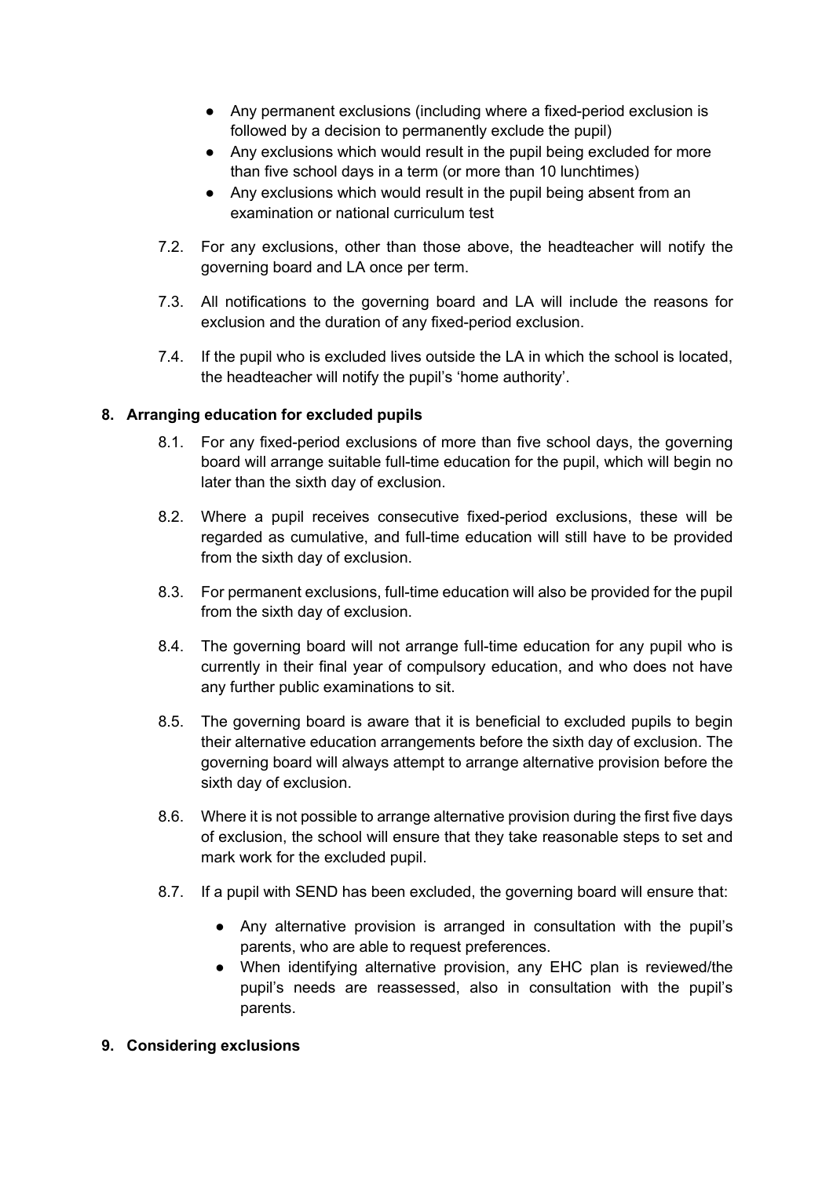- Any permanent exclusions (including where a fixed-period exclusion is followed by a decision to permanently exclude the pupil)
- Any exclusions which would result in the pupil being excluded for more than five school days in a term (or more than 10 lunchtimes)
- Any exclusions which would result in the pupil being absent from an examination or national curriculum test

7.2. For any exclusions, other than those above, the headteacher will notify the governing board and LA once per term.

7.3. All notifications to the governing board and LA will include the reasons for exclusion and the duration of any fixed-period exclusion.

7.4. If the pupil who is excluded lives outside the LA in which the school is located, the headteacher will notify the pupil's 'home authority'.

**8. Arranging education for excluded pupils**

8.1. For any fixed-period exclusions of more than five school days, the governing board will arrange suitable full-time education for the pupil, which will begin no later than the sixth day of exclusion.

8.2. Where a pupil receives consecutive fixed-period exclusions, these will be regarded as cumulative, and full-time education will still have to be provided from the sixth day of exclusion.

8.3. For permanent exclusions, full-time education will also be provided for the pupil from the sixth day of exclusion.

8.4. The governing board will not arrange full-time education for any pupil who is currently in their final year of compulsory education, and who does not have any further public examinations to sit.

8.5. The governing board is aware that it is beneficial to excluded pupils to begin their alternative education arrangements before the sixth day of exclusion. The governing board will always attempt to arrange alternative provision before the sixth day of exclusion.

8.6. Where it is not possible to arrange alternative provision during the first five days of exclusion, the school will ensure that they take reasonable steps to set and mark work for the excluded pupil.

8.7. If a pupil with SEND has been excluded, the governing board will ensure that:

- Any alternative provision is arranged in consultation with the pupil's parents, who are able to request preferences.
- When identifying alternative provision, any EHC plan is reviewed/the pupil's needs are reassessed, also in consultation with the pupil's parents.

**9. Considering exclusions**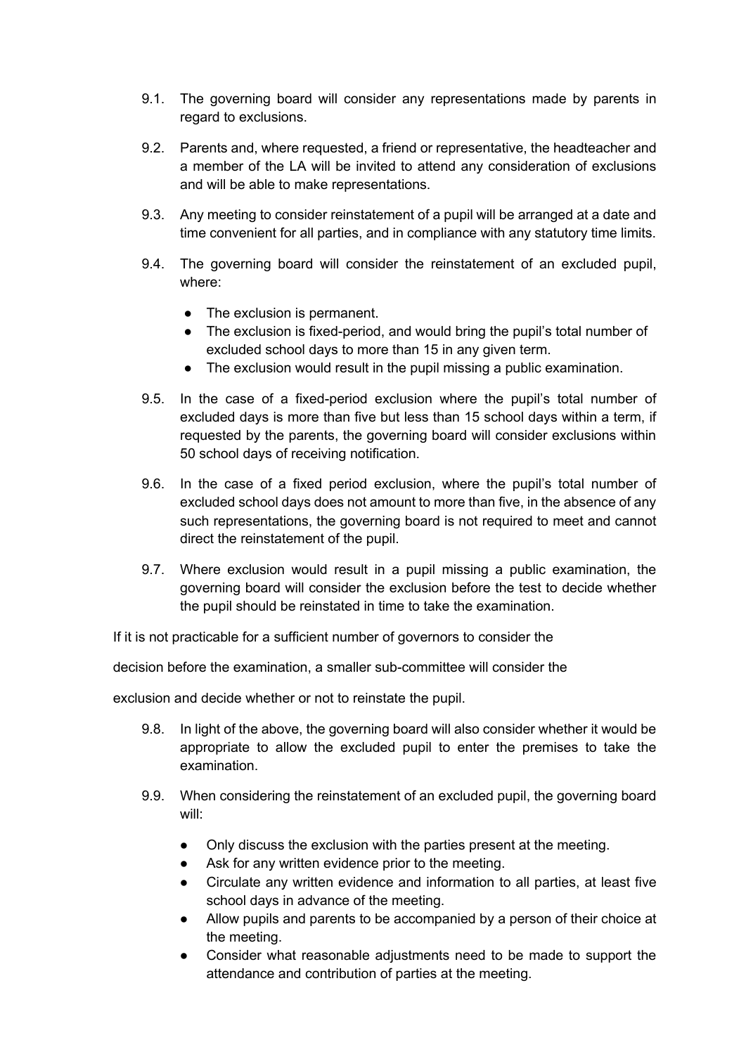9.1. The governing board will consider any representations made by parents in regard to exclusions.

9.2. Parents and, where requested, a friend or representative, the headteacher and a member of the LA will be invited to attend any consideration of exclusions and will be able to make representations.

9.3. Any meeting to consider reinstatement of a pupil will be arranged at a date and time convenient for all parties, and in compliance with any statutory time limits.

9.4. The governing board will consider the reinstatement of an excluded pupil, where:

- The exclusion is permanent.
- The exclusion is fixed-period, and would bring the pupil's total number of excluded school days to more than 15 in any given term.
- The exclusion would result in the pupil missing a public examination.

9.5. In the case of a fixed-period exclusion where the pupil's total number of excluded days is more than five but less than 15 school days within a term, if requested by the parents, the governing board will consider exclusions within 50 school days of receiving notification.

9.6. In the case of a fixed period exclusion, where the pupil's total number of excluded school days does not amount to more than five, in the absence of any such representations, the governing board is not required to meet and cannot direct the reinstatement of the pupil.

9.7. Where exclusion would result in a pupil missing a public examination, the governing board will consider the exclusion before the test to decide whether the pupil should be reinstated in time to take the examination.

If it is not practicable for a sufficient number of governors to consider the decision before the examination, a smaller sub-committee will consider the exclusion and decide whether or not to reinstate the pupil.

9.8. In light of the above, the governing board will also consider whether it would be appropriate to allow the excluded pupil to enter the premises to take the examination.

9.9. When considering the reinstatement of an excluded pupil, the governing board will:

- Only discuss the exclusion with the parties present at the meeting.
- Ask for any written evidence prior to the meeting.
- Circulate any written evidence and information to all parties, at least five school days in advance of the meeting.
- Allow pupils and parents to be accompanied by a person of their choice at the meeting.
- Consider what reasonable adjustments need to be made to support the attendance and contribution of parties at the meeting.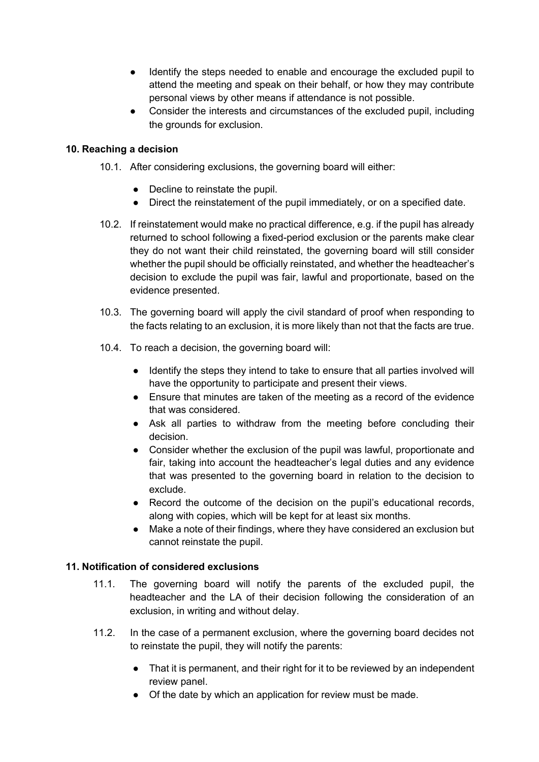- Identify the steps needed to enable and encourage the excluded pupil to attend the meeting and speak on their behalf, or how they may contribute personal views by other means if attendance is not possible.
- Consider the interests and circumstances of the excluded pupil, including the grounds for exclusion.

**10. Reaching a decision**

10.1. After considering exclusions, the governing board will either:

- Decline to reinstate the pupil.
- Direct the reinstatement of the pupil immediately, or on a specified date.

10.2. If reinstatement would make no practical difference, e.g. if the pupil has already returned to school following a fixed-period exclusion or the parents make clear they do not want their child reinstated, the governing board will still consider whether the pupil should be officially reinstated, and whether the headteacher's decision to exclude the pupil was fair, lawful and proportionate, based on the evidence presented.

10.3. The governing board will apply the civil standard of proof when responding to the facts relating to an exclusion, it is more likely than not that the facts are true.

10.4. To reach a decision, the governing board will:

- Identify the steps they intend to take to ensure that all parties involved will have the opportunity to participate and present their views.
- Ensure that minutes are taken of the meeting as a record of the evidence that was considered.
- Ask all parties to withdraw from the meeting before concluding their decision.
- Consider whether the exclusion of the pupil was lawful, proportionate and fair, taking into account the headteacher's legal duties and any evidence that was presented to the governing board in relation to the decision to exclude.
- Record the outcome of the decision on the pupil's educational records, along with copies, which will be kept for at least six months.
- Make a note of their findings, where they have considered an exclusion but cannot reinstate the pupil.

**11. Notification of considered exclusions**

11.1. The governing board will notify the parents of the excluded pupil, the headteacher and the LA of their decision following the consideration of an exclusion, in writing and without delay.

11.2. In the case of a permanent exclusion, where the governing board decides not to reinstate the pupil, they will notify the parents:

- That it is permanent, and their right for it to be reviewed by an independent review panel.
- Of the date by which an application for review must be made.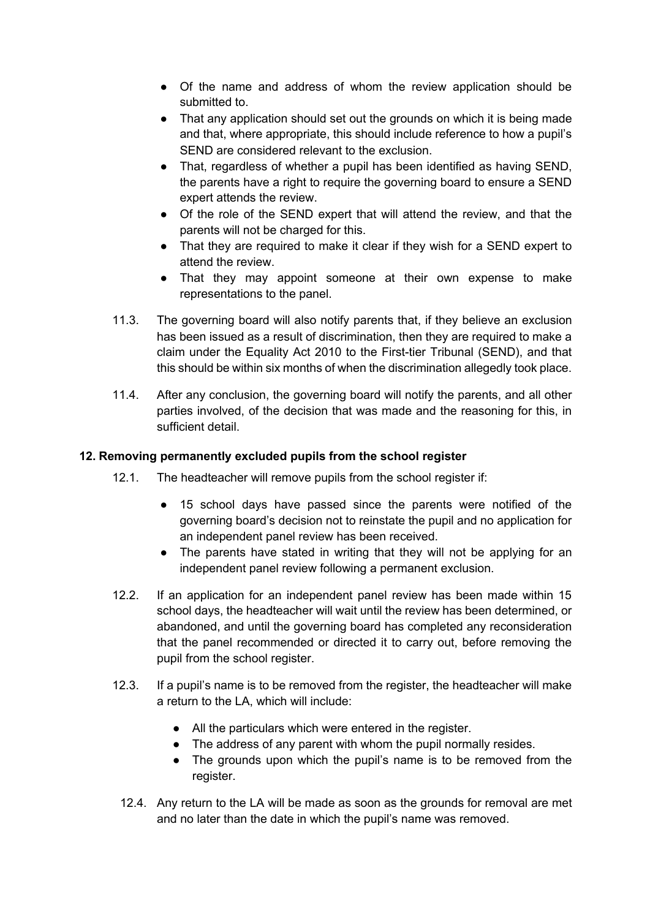- Of the name and address of whom the review application should be submitted to.
- That any application should set out the grounds on which it is being made and that, where appropriate, this should include reference to how a pupil's SEND are considered relevant to the exclusion.
- That, regardless of whether a pupil has been identified as having SEND, the parents have a right to require the governing board to ensure a SEND expert attends the review.
- Of the role of the SEND expert that will attend the review, and that the parents will not be charged for this.
- That they are required to make it clear if they wish for a SEND expert to attend the review.
- That they may appoint someone at their own expense to make representations to the panel.

11.3. The governing board will also notify parents that, if they believe an exclusion has been issued as a result of discrimination, then they are required to make a claim under the Equality Act 2010 to the First-tier Tribunal (SEND), and that this should be within six months of when the discrimination allegedly took place.

11.4. After any conclusion, the governing board will notify the parents, and all other parties involved, of the decision that was made and the reasoning for this, in sufficient detail.

## 12. Removing permanently excluded pupils from the school register

12.1. The headteacher will remove pupils from the school register if:

- 15 school days have passed since the parents were notified of the governing board's decision not to reinstate the pupil and no application for an independent panel review has been received.
- The parents have stated in writing that they will not be applying for an independent panel review following a permanent exclusion.

12.2. If an application for an independent panel review has been made within 15 school days, the headteacher will wait until the review has been determined, or abandoned, and until the governing board has completed any reconsideration that the panel recommended or directed it to carry out, before removing the pupil from the school register.

12.3. If a pupil's name is to be removed from the register, the headteacher will make a return to the LA, which will include:

- All the particulars which were entered in the register.
- The address of any parent with whom the pupil normally resides.
- The grounds upon which the pupil's name is to be removed from the register.

12.4. Any return to the LA will be made as soon as the grounds for removal are met and no later than the date in which the pupil's name was removed.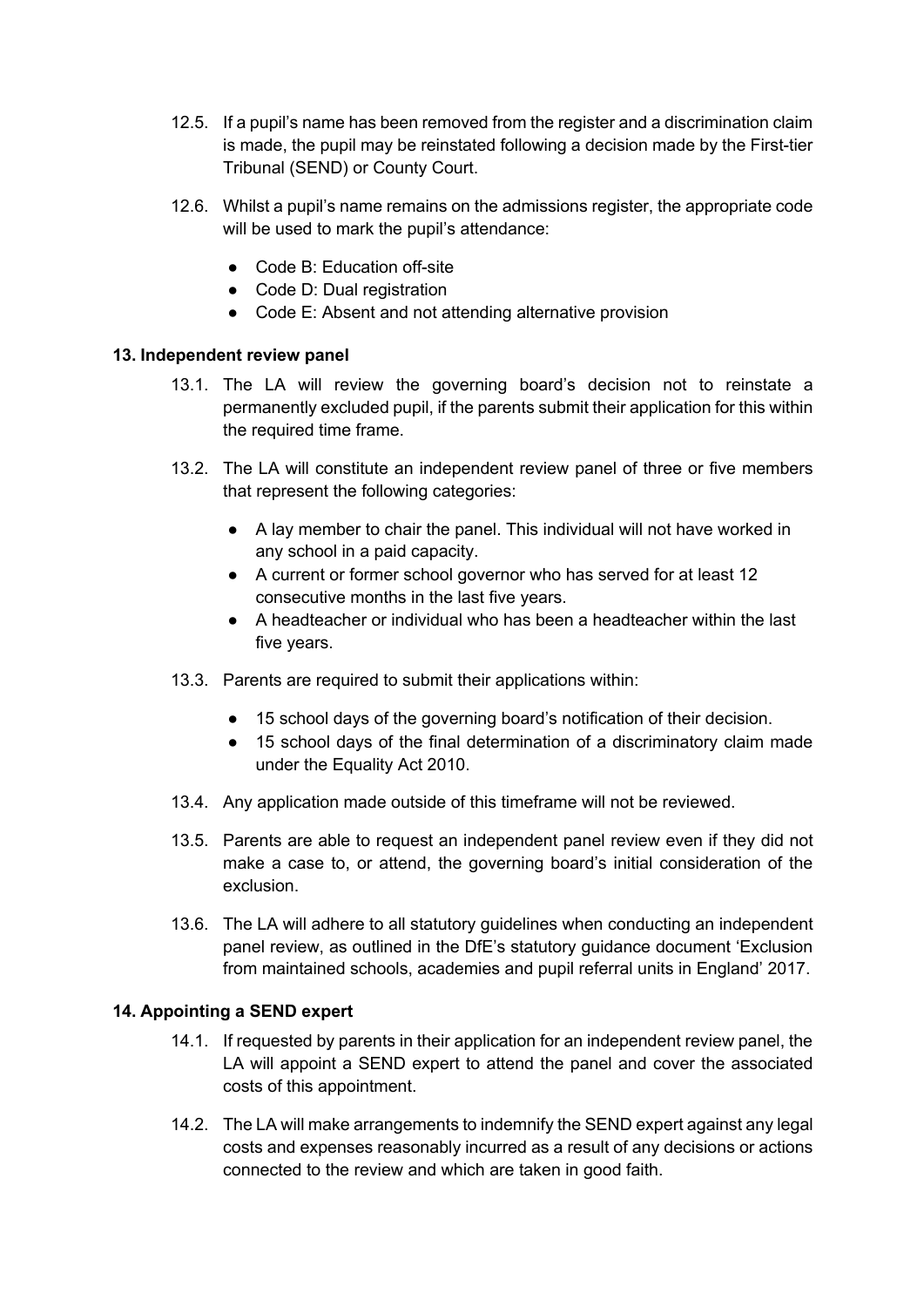12.5. If a pupil's name has been removed from the register and a discrimination claim is made, the pupil may be reinstated following a decision made by the First-tier Tribunal (SEND) or County Court.

12.6. Whilst a pupil's name remains on the admissions register, the appropriate code will be used to mark the pupil's attendance:

- Code B: Education off-site
- Code D: Dual registration
- Code E: Absent and not attending alternative provision

**13. Independent review panel**

13.1. The LA will review the governing board's decision not to reinstate a permanently excluded pupil, if the parents submit their application for this within the required time frame.

13.2. The LA will constitute an independent review panel of three or five members that represent the following categories:

- A lay member to chair the panel. This individual will not have worked in any school in a paid capacity.
- A current or former school governor who has served for at least 12 consecutive months in the last five years.
- A headteacher or individual who has been a headteacher within the last five years.

13.3. Parents are required to submit their applications within:

- 15 school days of the governing board's notification of their decision.
- 15 school days of the final determination of a discriminatory claim made under the Equality Act 2010.

13.4. Any application made outside of this timeframe will not be reviewed.

13.5. Parents are able to request an independent panel review even if they did not make a case to, or attend, the governing board's initial consideration of the exclusion.

13.6. The LA will adhere to all statutory guidelines when conducting an independent panel review, as outlined in the DfE's statutory guidance document 'Exclusion from maintained schools, academies and pupil referral units in England' 2017.

**14. Appointing a SEND expert**

14.1. If requested by parents in their application for an independent review panel, the LA will appoint a SEND expert to attend the panel and cover the associated costs of this appointment.

14.2. The LA will make arrangements to indemnify the SEND expert against any legal costs and expenses reasonably incurred as a result of any decisions or actions connected to the review and which are taken in good faith.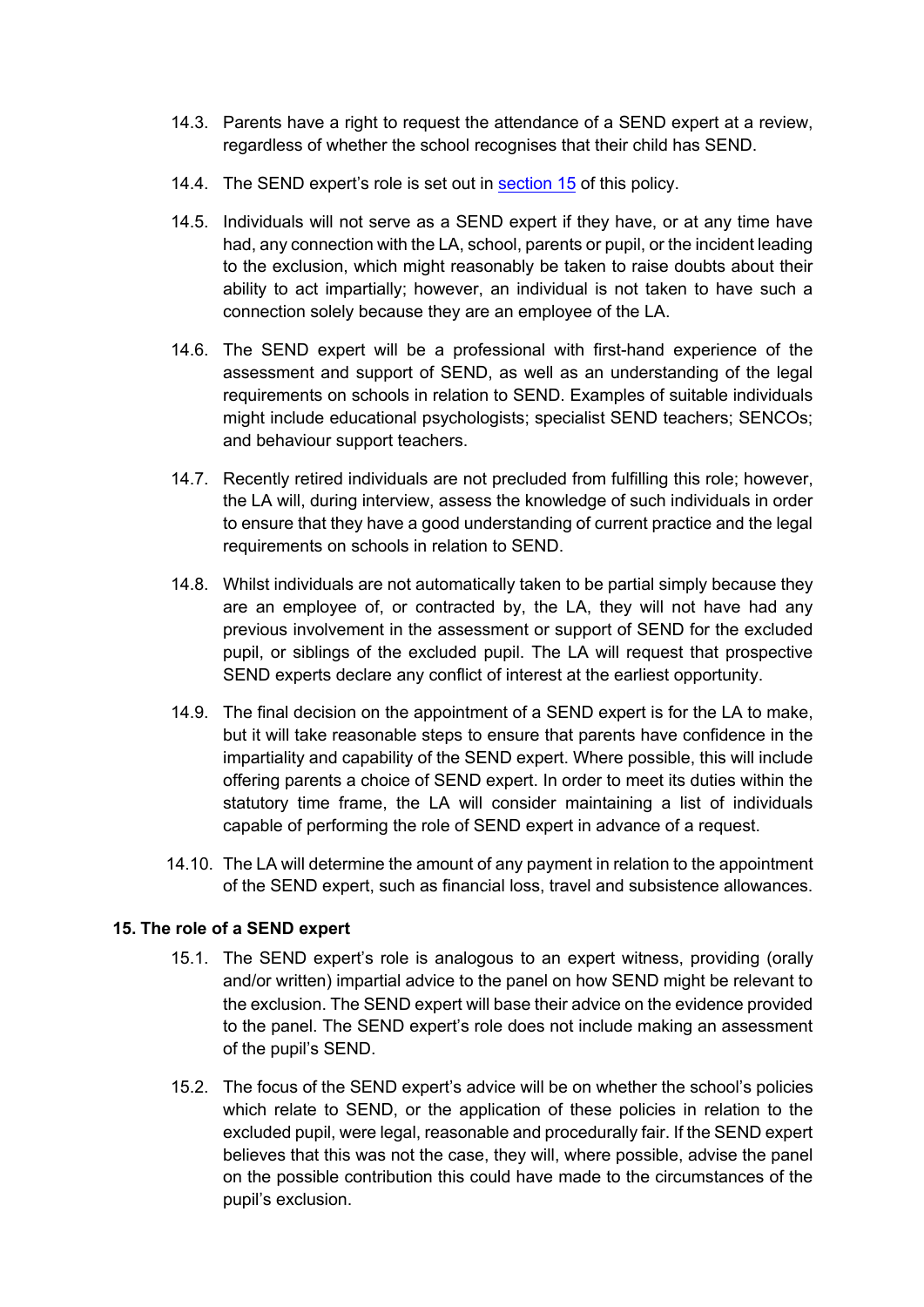14.3. Parents have a right to request the attendance of a SEND expert at a review, regardless of whether the school recognises that their child has SEND.

14.4. The SEND expert's role is set out in section 15 of this policy.

14.5. Individuals will not serve as a SEND expert if they have, or at any time have had, any connection with the LA, school, parents or pupil, or the incident leading to the exclusion, which might reasonably be taken to raise doubts about their ability to act impartially; however, an individual is not taken to have such a connection solely because they are an employee of the LA.

14.6. The SEND expert will be a professional with first-hand experience of the assessment and support of SEND, as well as an understanding of the legal requirements on schools in relation to SEND. Examples of suitable individuals might include educational psychologists; specialist SEND teachers; SENCOs; and behaviour support teachers.

14.7. Recently retired individuals are not precluded from fulfilling this role; however, the LA will, during interview, assess the knowledge of such individuals in order to ensure that they have a good understanding of current practice and the legal requirements on schools in relation to SEND.

14.8. Whilst individuals are not automatically taken to be partial simply because they are an employee of, or contracted by, the LA, they will not have had any previous involvement in the assessment or support of SEND for the excluded pupil, or siblings of the excluded pupil. The LA will request that prospective SEND experts declare any conflict of interest at the earliest opportunity.

14.9. The final decision on the appointment of a SEND expert is for the LA to make, but it will take reasonable steps to ensure that parents have confidence in the impartiality and capability of the SEND expert. Where possible, this will include offering parents a choice of SEND expert. In order to meet its duties within the statutory time frame, the LA will consider maintaining a list of individuals capable of performing the role of SEND expert in advance of a request.

14.10. The LA will determine the amount of any payment in relation to the appointment of the SEND expert, such as financial loss, travel and subsistence allowances.

## 15. The role of a SEND expert

15.1. The SEND expert's role is analogous to an expert witness, providing (orally and/or written) impartial advice to the panel on how SEND might be relevant to the exclusion. The SEND expert will base their advice on the evidence provided to the panel. The SEND expert's role does not include making an assessment of the pupil's SEND.

15.2. The focus of the SEND expert's advice will be on whether the school's policies which relate to SEND, or the application of these policies in relation to the excluded pupil, were legal, reasonable and procedurally fair. If the SEND expert believes that this was not the case, they will, where possible, advise the panel on the possible contribution this could have made to the circumstances of the pupil's exclusion.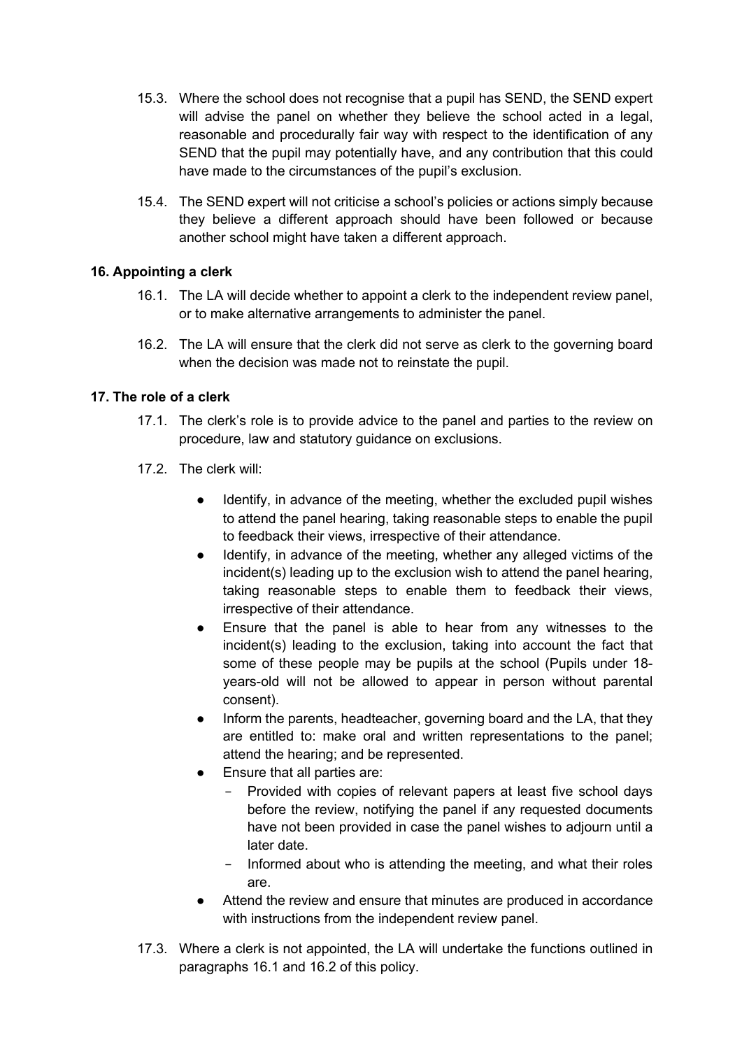15.3. Where the school does not recognise that a pupil has SEND, the SEND expert will advise the panel on whether they believe the school acted in a legal, reasonable and procedurally fair way with respect to the identification of any SEND that the pupil may potentially have, and any contribution that this could have made to the circumstances of the pupil's exclusion.

15.4. The SEND expert will not criticise a school's policies or actions simply because they believe a different approach should have been followed or because another school might have taken a different approach.

**16. Appointing a clerk**

16.1. The LA will decide whether to appoint a clerk to the independent review panel, or to make alternative arrangements to administer the panel.

16.2. The LA will ensure that the clerk did not serve as clerk to the governing board when the decision was made not to reinstate the pupil.

**17. The role of a clerk**

17.1. The clerk's role is to provide advice to the panel and parties to the review on procedure, law and statutory guidance on exclusions.

17.2. The clerk will:

- Identify, in advance of the meeting, whether the excluded pupil wishes to attend the panel hearing, taking reasonable steps to enable the pupil to feedback their views, irrespective of their attendance.
- Identify, in advance of the meeting, whether any alleged victims of the incident(s) leading up to the exclusion wish to attend the panel hearing, taking reasonable steps to enable them to feedback their views, irrespective of their attendance.
- Ensure that the panel is able to hear from any witnesses to the incident(s) leading to the exclusion, taking into account the fact that some of these people may be pupils at the school (Pupils under 18-years-old will not be allowed to appear in person without parental consent).
- Inform the parents, headteacher, governing board and the LA, that they are entitled to: make oral and written representations to the panel; attend the hearing; and be represented.
- Ensure that all parties are:
  - Provided with copies of relevant papers at least five school days before the review, notifying the panel if any requested documents have not been provided in case the panel wishes to adjourn until a later date.
  - Informed about who is attending the meeting, and what their roles are.
- Attend the review and ensure that minutes are produced in accordance with instructions from the independent review panel.

17.3. Where a clerk is not appointed, the LA will undertake the functions outlined in paragraphs 16.1 and 16.2 of this policy.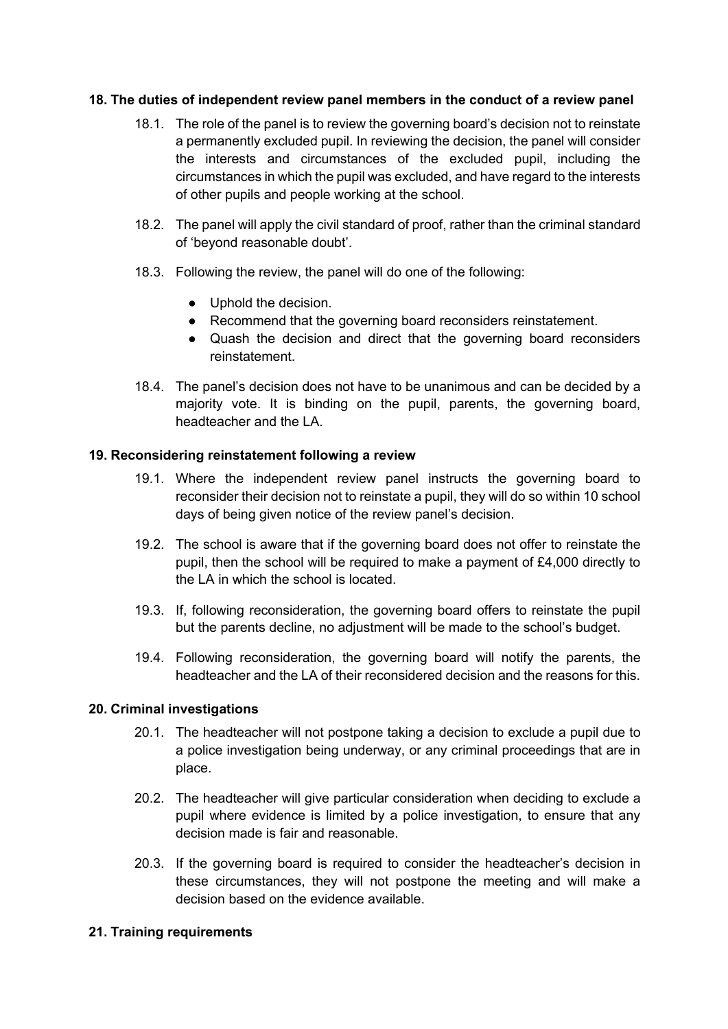**18. The duties of independent review panel members in the conduct of a review panel**

18.1. The role of the panel is to review the governing board's decision not to reinstate a permanently excluded pupil. In reviewing the decision, the panel will consider the interests and circumstances of the excluded pupil, including the circumstances in which the pupil was excluded, and have regard to the interests of other pupils and people working at the school.

18.2. The panel will apply the civil standard of proof, rather than the criminal standard of 'beyond reasonable doubt'.

18.3. Following the review, the panel will do one of the following:

- Uphold the decision.
- Recommend that the governing board reconsiders reinstatement.
- Quash the decision and direct that the governing board reconsiders reinstatement.

18.4. The panel's decision does not have to be unanimous and can be decided by a majority vote. It is binding on the pupil, parents, the governing board, headteacher and the LA.

**19. Reconsidering reinstatement following a review**

19.1. Where the independent review panel instructs the governing board to reconsider their decision not to reinstate a pupil, they will do so within 10 school days of being given notice of the review panel's decision.

19.2. The school is aware that if the governing board does not offer to reinstate the pupil, then the school will be required to make a payment of £4,000 directly to the LA in which the school is located.

19.3. If, following reconsideration, the governing board offers to reinstate the pupil but the parents decline, no adjustment will be made to the school's budget.

19.4. Following reconsideration, the governing board will notify the parents, the headteacher and the LA of their reconsidered decision and the reasons for this.

**20. Criminal investigations**

20.1. The headteacher will not postpone taking a decision to exclude a pupil due to a police investigation being underway, or any criminal proceedings that are in place.

20.2. The headteacher will give particular consideration when deciding to exclude a pupil where evidence is limited by a police investigation, to ensure that any decision made is fair and reasonable.

20.3. If the governing board is required to consider the headteacher's decision in these circumstances, they will not postpone the meeting and will make a decision based on the evidence available.

**21. Training requirements**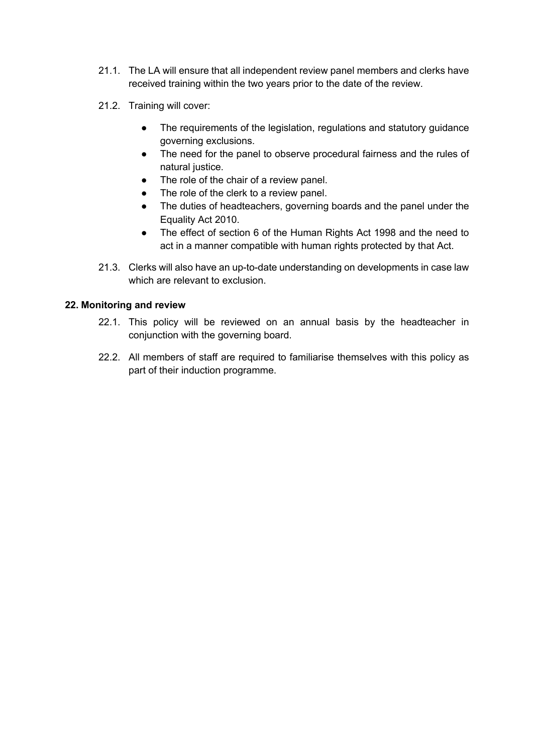21.1. The LA will ensure that all independent review panel members and clerks have received training within the two years prior to the date of the review.

21.2. Training will cover:

- The requirements of the legislation, regulations and statutory guidance governing exclusions.
- The need for the panel to observe procedural fairness and the rules of natural justice.
- The role of the chair of a review panel.
- The role of the clerk to a review panel.
- The duties of headteachers, governing boards and the panel under the Equality Act 2010.
- The effect of section 6 of the Human Rights Act 1998 and the need to act in a manner compatible with human rights protected by that Act.

21.3. Clerks will also have an up-to-date understanding on developments in case law which are relevant to exclusion.

## 22. Monitoring and review

22.1. This policy will be reviewed on an annual basis by the headteacher in conjunction with the governing board.

22.2. All members of staff are required to familiarise themselves with this policy as part of their induction programme.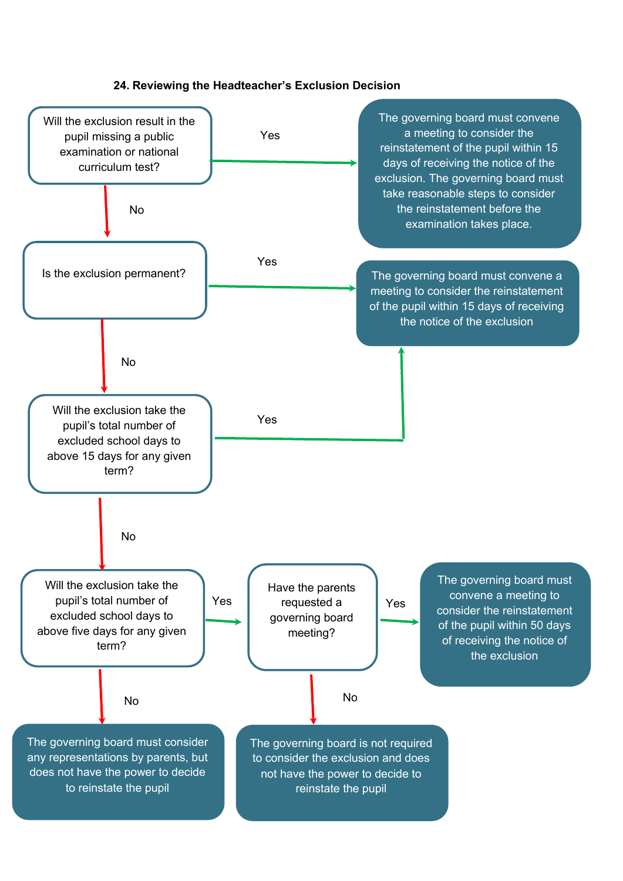**24. Reviewing the Headteacher's Exclusion Decision**

Will the exclusion result in the pupil missing a public examination or national curriculum test?

Yes

The governing board must convene a meeting to consider the reinstatement of the pupil within 15 days of receiving the notice of the exclusion. The governing board must take reasonable steps to consider the reinstatement before the examination takes place.

No

Is the exclusion permanent?

Yes

The governing board must convene a meeting to consider the reinstatement of the pupil within 15 days of receiving the notice of the exclusion

No

Will the exclusion take the pupil's total number of excluded school days to above 15 days for any given term?

Yes

No

Will the exclusion take the pupil's total number of excluded school days to above five days for any given term?

Yes

Have the parents requested a governing board meeting?

Yes

The governing board must convene a meeting to consider the reinstatement of the pupil within 50 days of receiving the notice of the exclusion

No

The governing board must consider any representations by parents, but does not have the power to decide to reinstate the pupil

No

The governing board is not required to consider the exclusion and does not have the power to decide to reinstate the pupil